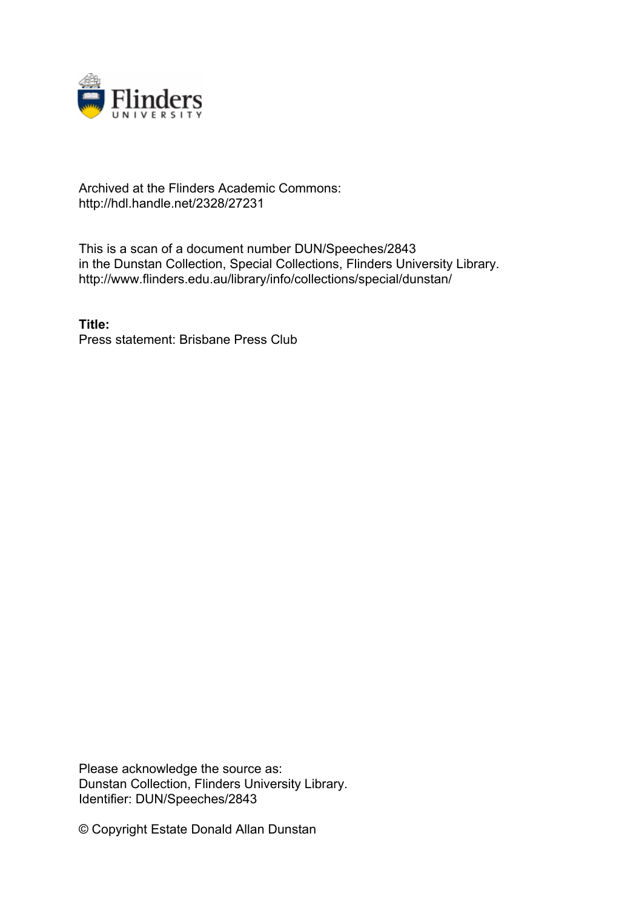Archived at the Flinders Academic Commons:
http://hdl.handle.net/2328/27231

This is a scan of a document number DUN/Speeches/2843
in the Dunstan Collection, Special Collections, Flinders University Library.
http://www.flinders.edu.au/library/info/collections/special/dunstan/

**Title:**
Press statement: Brisbane Press Club

Please acknowledge the source as:
Dunstan Collection, Flinders University Library.
Identifier: DUN/Speeches/2843

© Copyright Estate Donald Allan Dunstan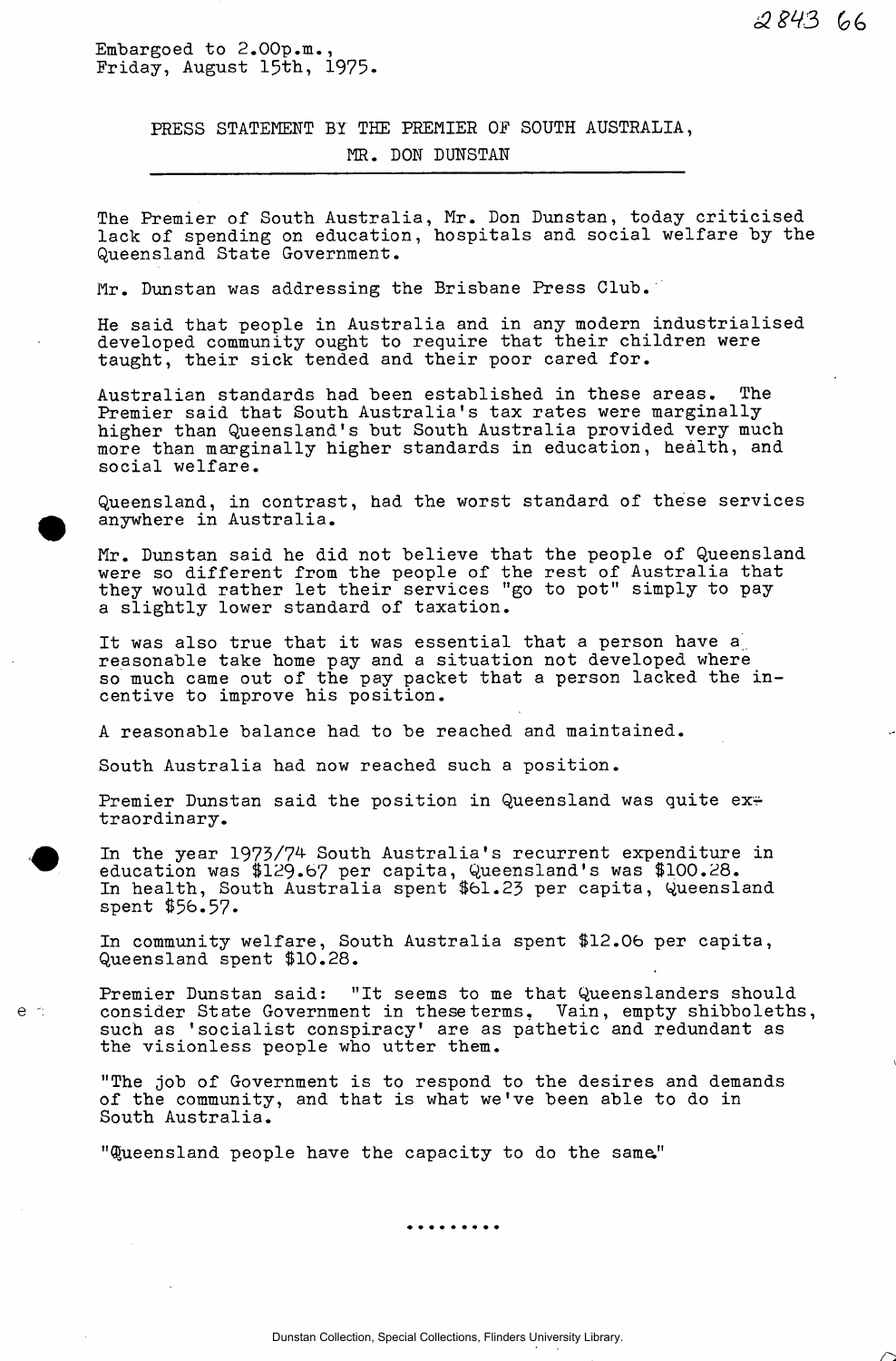Embargoed to 2.00p.m.,
Friday, August 15th, 1975.

## PRESS STATEMENT BY THE PREMIER OF SOUTH AUSTRALIA, MR. DON DUNSTAN

The Premier of South Australia, Mr. Don Dunstan, today criticised lack of spending on education, hospitals and social welfare by the Queensland State Government.

Mr. Dunstan was addressing the Brisbane Press Club.

He said that people in Australia and in any modern industrialised developed community ought to require that their children were taught, their sick tended and their poor cared for.

Australian standards had been established in these areas. The Premier said that South Australia's tax rates were marginally higher than Queensland's but South Australia provided very much more than marginally higher standards in education, health, and social welfare.

Queensland, in contrast, had the worst standard of these services anywhere in Australia.

Mr. Dunstan said he did not believe that the people of Queensland were so different from the people of the rest of Australia that they would rather let their services "go to pot" simply to pay a slightly lower standard of taxation.

It was also true that it was essential that a person have a reasonable take home pay and a situation not developed where so much came out of the pay packet that a person lacked the incentive to improve his position.

A reasonable balance had to be reached and maintained.

South Australia had now reached such a position.

Premier Dunstan said the position in Queensland was quite extraordinary.

In the year 1973/74 South Australia's recurrent expenditure in education was $129.67 per capita, Queensland's was $100.28. In health, South Australia spent $61.23 per capita, Queensland spent $56.57.

In community welfare, South Australia spent $12.06 per capita, Queensland spent $10.28.

Premier Dunstan said: "It seems to me that Queenslanders should consider State Government in these terms, Vain, empty shibboleths, such as 'socialist conspiracy' are as pathetic and redundant as the visionless people who utter them.

"The job of Government is to respond to the desires and demands of the community, and that is what we've been able to do in South Australia.

"Queensland people have the capacity to do the same."

.........

Dunstan Collection, Special Collections, Flinders University Library.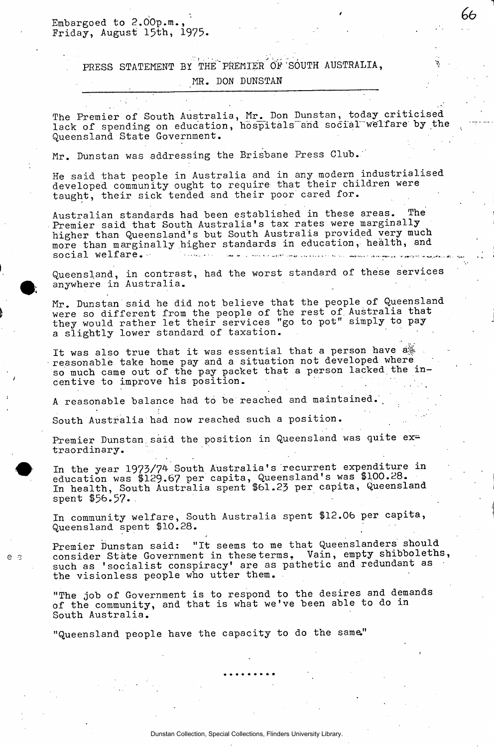Embargoed to 2.00p.m.,
Friday, August 15th, 1975.

## PRESS STATEMENT BY THE PREMIER OF SOUTH AUSTRALIA, MR. DON DUNSTAN

The Premier of South Australia, Mr. Don Dunstan, today criticised lack of spending on education, hospitals and social welfare by the Queensland State Government.

Mr. Dunstan was addressing the Brisbane Press Club.

He said that people in Australia and in any modern industrialised developed community ought to require that their children were taught, their sick tended and their poor cared for.

Australian standards had been established in these areas. The Premier said that South Australia's tax rates were marginally higher than Queensland's but South Australia provided very much more than marginally higher standards in education, health, and social welfare.

Queensland, in contrast, had the worst standard of these services anywhere in Australia.

Mr. Dunstan said he did not believe that the people of Queensland were so different from the people of the rest of Australia that they would rather let their services "go to pot" simply to pay a slightly lower standard of taxation.

It was also true that it was essential that a person have a reasonable take home pay and a situation not developed where so much came out of the pay packet that a person lacked the incentive to improve his position.

A reasonable balance had to be reached and maintained.

South Australia had now reached such a position.

Premier Dunstan said the position in Queensland was quite extraordinary.

In the year 1973/74 South Australia's recurrent expenditure in education was $129.67 per capita, Queensland's was $100.28. In health, South Australia spent $61.23 per capita, Queensland spent $56.57.

In community welfare, South Australia spent $12.06 per capita, Queensland spent $10.28.

Premier Dunstan said: "It seems to me that Queenslanders should consider State Government in these terms. Vain, empty shibboleths, such as 'socialist conspiracy' are as pathetic and redundant as the visionless people who utter them.

"The job of Government is to respond to the desires and demands of the community, and that is what we've been able to do in South Australia.

"Queensland people have the capacity to do the same."

.........